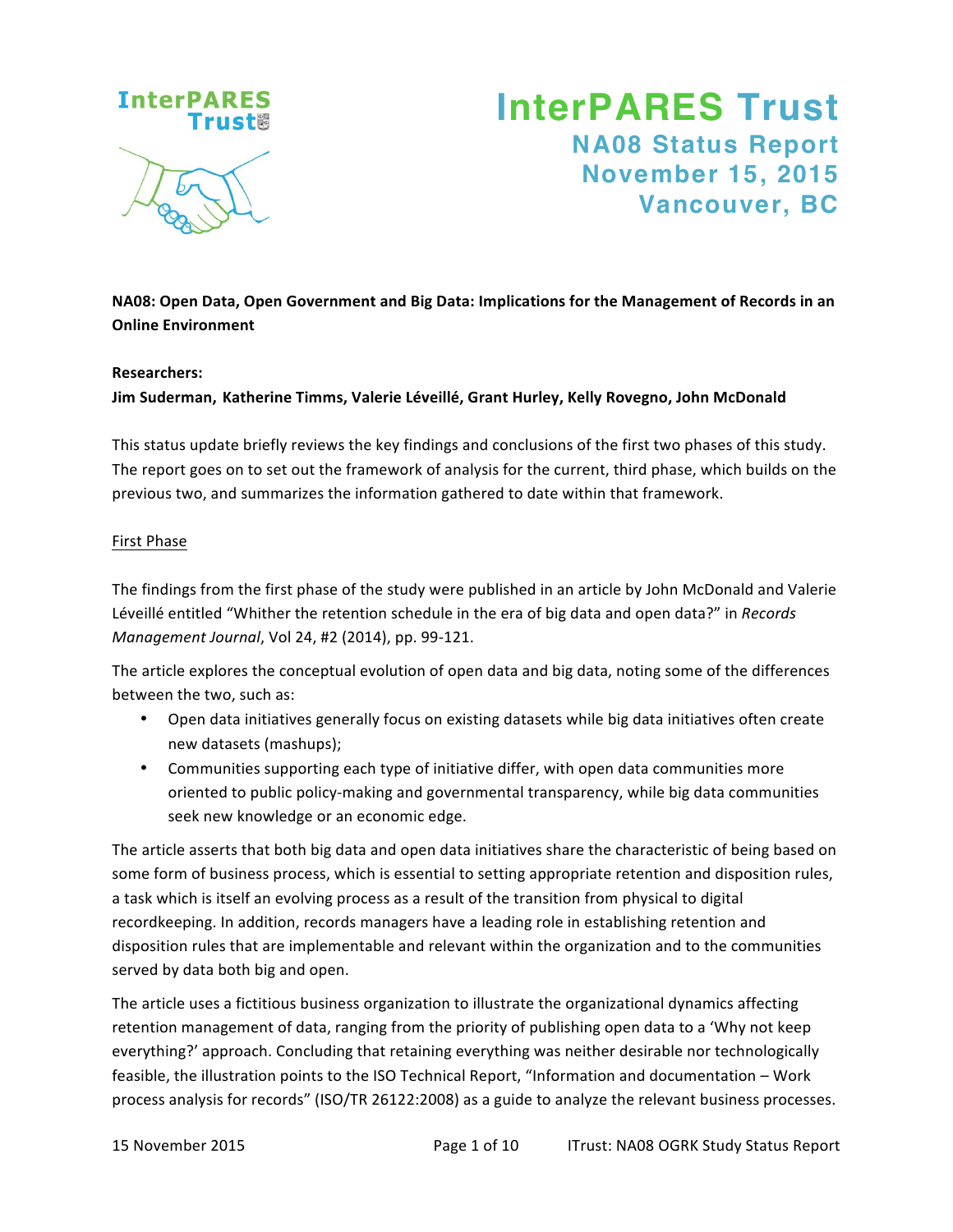# InterPARES Trust

## NA08 Status Report
## November 15, 2015
## Vancouver, BC

**NA08: Open Data, Open Government and Big Data: Implications for the Management of Records in an Online Environment**

**Researchers:**
**Jim Suderman, Katherine Timms, Valerie Léveillé, Grant Hurley, Kelly Rovegno, John McDonald**

This status update briefly reviews the key findings and conclusions of the first two phases of this study. The report goes on to set out the framework of analysis for the current, third phase, which builds on the previous two, and summarizes the information gathered to date within that framework.

<u>First Phase</u>

The findings from the first phase of the study were published in an article by John McDonald and Valerie Léveillé entitled "Whither the retention schedule in the era of big data and open data?" in *Records Management Journal*, Vol 24, #2 (2014), pp. 99-121.

The article explores the conceptual evolution of open data and big data, noting some of the differences between the two, such as:

- Open data initiatives generally focus on existing datasets while big data initiatives often create new datasets (mashups);
- Communities supporting each type of initiative differ, with open data communities more oriented to public policy-making and governmental transparency, while big data communities seek new knowledge or an economic edge.

The article asserts that both big data and open data initiatives share the characteristic of being based on some form of business process, which is essential to setting appropriate retention and disposition rules, a task which is itself an evolving process as a result of the transition from physical to digital recordkeeping. In addition, records managers have a leading role in establishing retention and disposition rules that are implementable and relevant within the organization and to the communities served by data both big and open.

The article uses a fictitious business organization to illustrate the organizational dynamics affecting retention management of data, ranging from the priority of publishing open data to a 'Why not keep everything?' approach. Concluding that retaining everything was neither desirable nor technologically feasible, the illustration points to the ISO Technical Report, "Information and documentation – Work process analysis for records" (ISO/TR 26122:2008) as a guide to analyze the relevant business processes.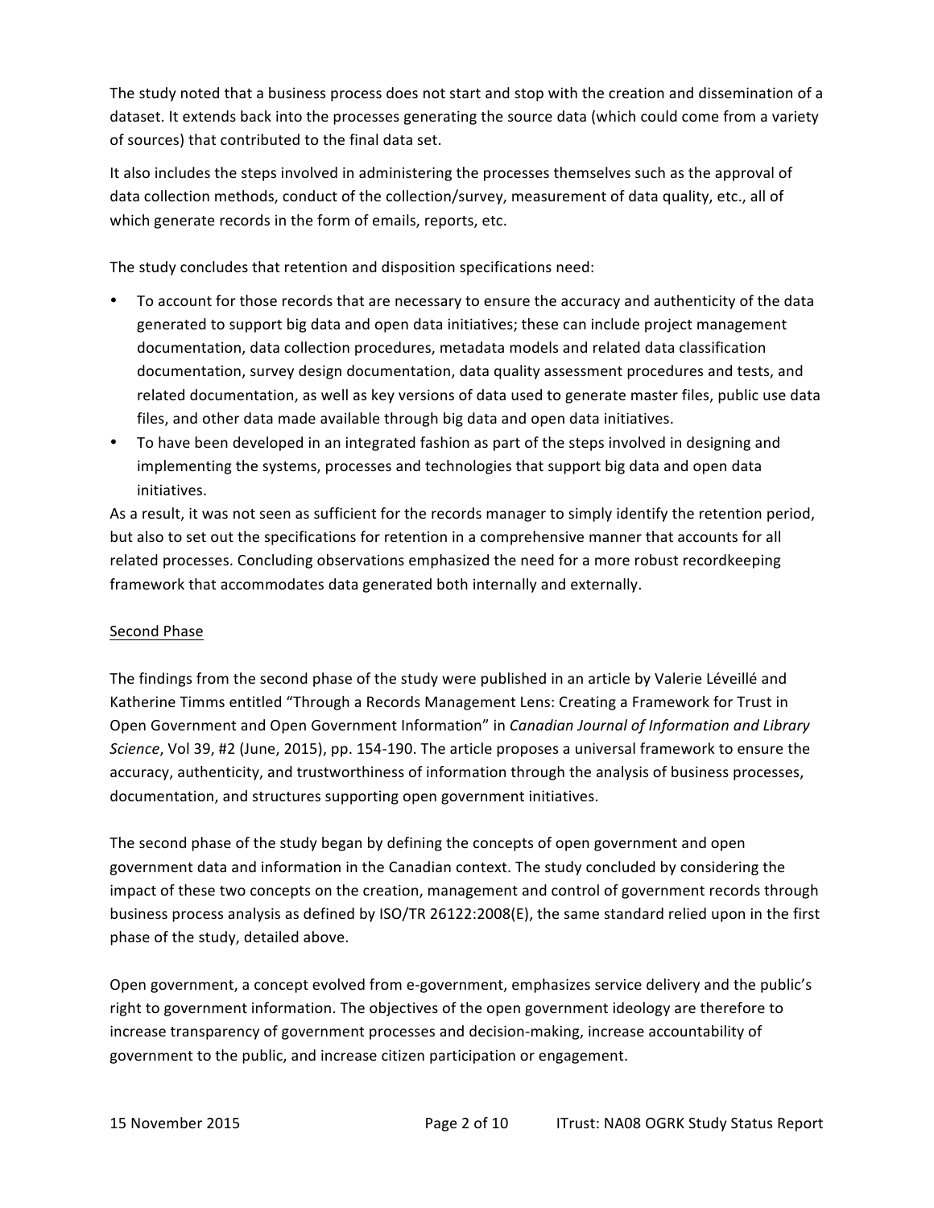The study noted that a business process does not start and stop with the creation and dissemination of a dataset. It extends back into the processes generating the source data (which could come from a variety of sources) that contributed to the final data set.

It also includes the steps involved in administering the processes themselves such as the approval of data collection methods, conduct of the collection/survey, measurement of data quality, etc., all of which generate records in the form of emails, reports, etc.

The study concludes that retention and disposition specifications need:

- To account for those records that are necessary to ensure the accuracy and authenticity of the data generated to support big data and open data initiatives; these can include project management documentation, data collection procedures, metadata models and related data classification documentation, survey design documentation, data quality assessment procedures and tests, and related documentation, as well as key versions of data used to generate master files, public use data files, and other data made available through big data and open data initiatives.
- To have been developed in an integrated fashion as part of the steps involved in designing and implementing the systems, processes and technologies that support big data and open data initiatives.

As a result, it was not seen as sufficient for the records manager to simply identify the retention period, but also to set out the specifications for retention in a comprehensive manner that accounts for all related processes. Concluding observations emphasized the need for a more robust recordkeeping framework that accommodates data generated both internally and externally.

<u>Second Phase</u>

The findings from the second phase of the study were published in an article by Valerie Léveillé and Katherine Timms entitled "Through a Records Management Lens: Creating a Framework for Trust in Open Government and Open Government Information" in *Canadian Journal of Information and Library Science*, Vol 39, #2 (June, 2015), pp. 154-190. The article proposes a universal framework to ensure the accuracy, authenticity, and trustworthiness of information through the analysis of business processes, documentation, and structures supporting open government initiatives.

The second phase of the study began by defining the concepts of open government and open government data and information in the Canadian context. The study concluded by considering the impact of these two concepts on the creation, management and control of government records through business process analysis as defined by ISO/TR 26122:2008(E), the same standard relied upon in the first phase of the study, detailed above.

Open government, a concept evolved from e-government, emphasizes service delivery and the public's right to government information. The objectives of the open government ideology are therefore to increase transparency of government processes and decision-making, increase accountability of government to the public, and increase citizen participation or engagement.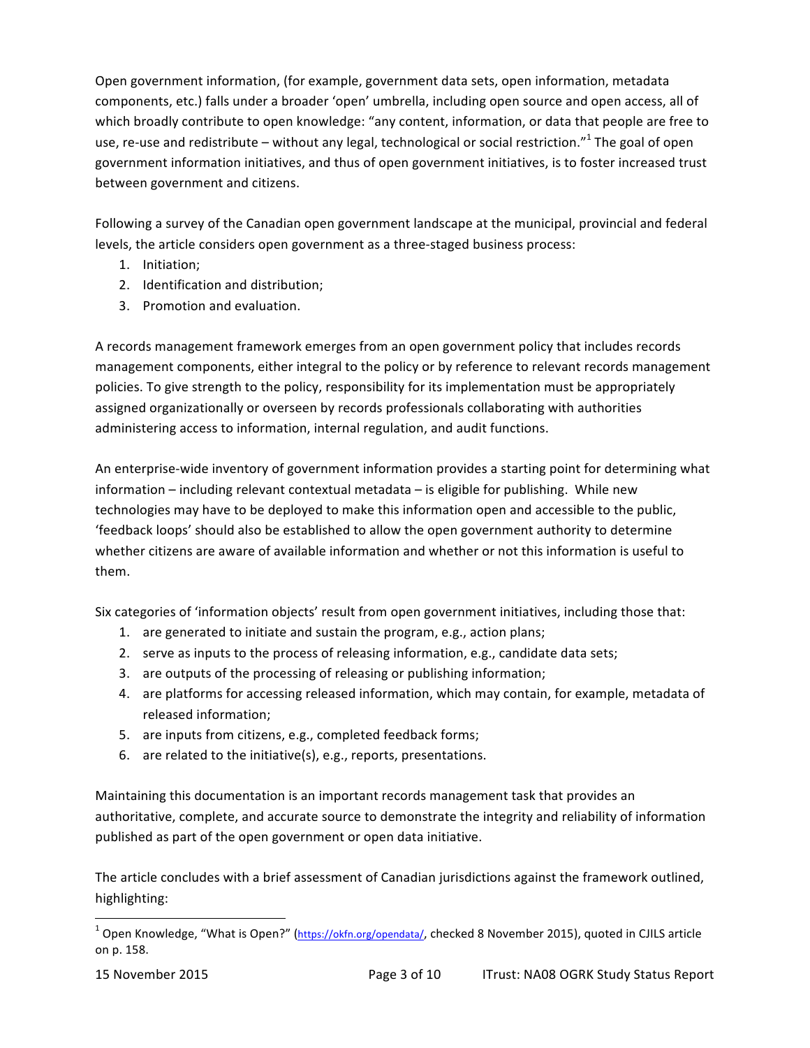Open government information, (for example, government data sets, open information, metadata components, etc.) falls under a broader 'open' umbrella, including open source and open access, all of which broadly contribute to open knowledge: "any content, information, or data that people are free to use, re-use and redistribute – without any legal, technological or social restriction."[1] The goal of open government information initiatives, and thus of open government initiatives, is to foster increased trust between government and citizens.

Following a survey of the Canadian open government landscape at the municipal, provincial and federal levels, the article considers open government as a three-staged business process:

1. Initiation;
2. Identification and distribution;
3. Promotion and evaluation.

A records management framework emerges from an open government policy that includes records management components, either integral to the policy or by reference to relevant records management policies. To give strength to the policy, responsibility for its implementation must be appropriately assigned organizationally or overseen by records professionals collaborating with authorities administering access to information, internal regulation, and audit functions.

An enterprise-wide inventory of government information provides a starting point for determining what information – including relevant contextual metadata – is eligible for publishing. While new technologies may have to be deployed to make this information open and accessible to the public, 'feedback loops' should also be established to allow the open government authority to determine whether citizens are aware of available information and whether or not this information is useful to them.

Six categories of 'information objects' result from open government initiatives, including those that:

1. are generated to initiate and sustain the program, e.g., action plans;
2. serve as inputs to the process of releasing information, e.g., candidate data sets;
3. are outputs of the processing of releasing or publishing information;
4. are platforms for accessing released information, which may contain, for example, metadata of released information;
5. are inputs from citizens, e.g., completed feedback forms;
6. are related to the initiative(s), e.g., reports, presentations.

Maintaining this documentation is an important records management task that provides an authoritative, complete, and accurate source to demonstrate the integrity and reliability of information published as part of the open government or open data initiative.

The article concludes with a brief assessment of Canadian jurisdictions against the framework outlined, highlighting:

---

[1] Open Knowledge, "What is Open?" (https://okfn.org/opendata/, checked 8 November 2015), quoted in CJILS article on p. 158.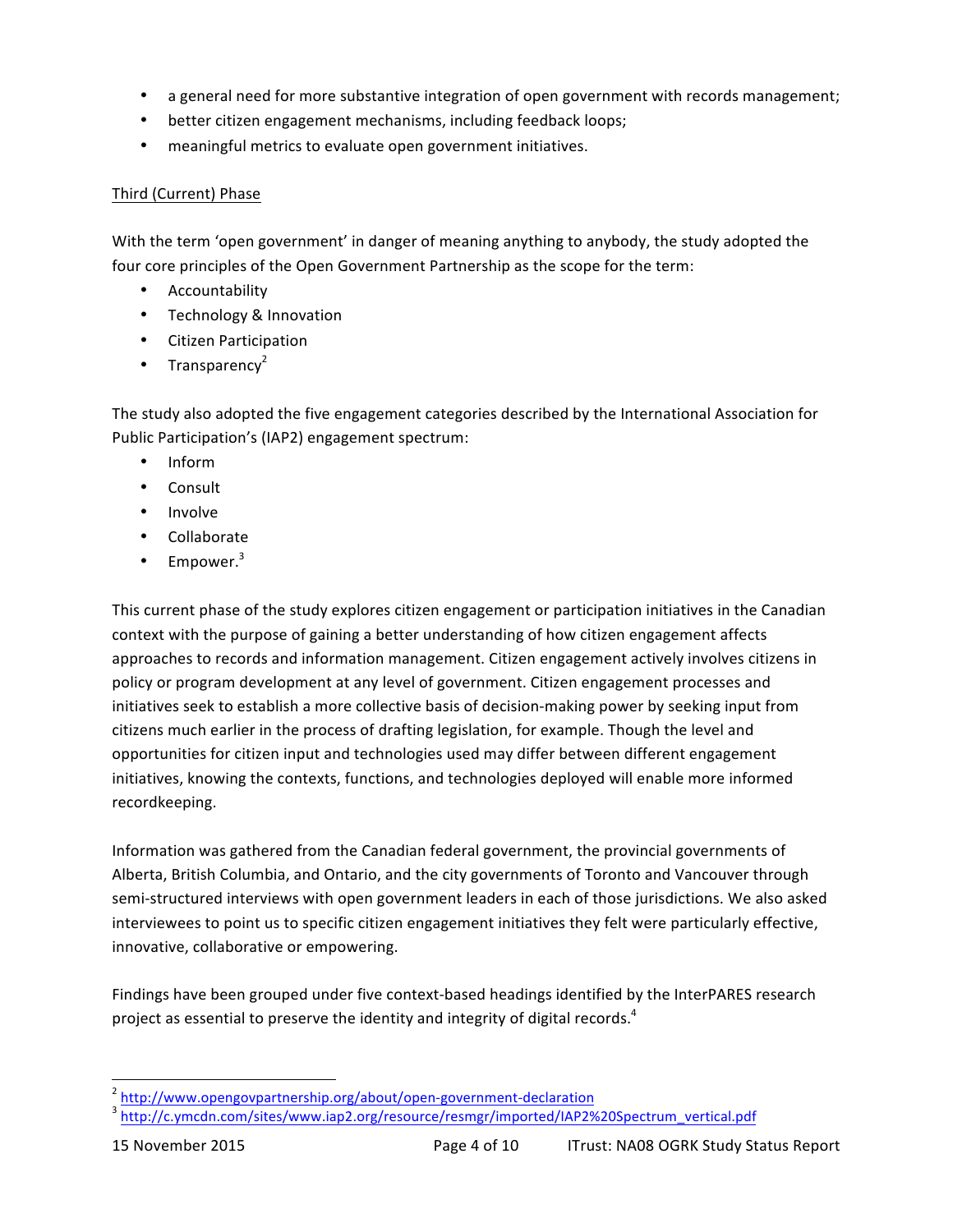- a general need for more substantive integration of open government with records management;
- better citizen engagement mechanisms, including feedback loops;
- meaningful metrics to evaluate open government initiatives.

Third (Current) Phase

With the term 'open government' in danger of meaning anything to anybody, the study adopted the four core principles of the Open Government Partnership as the scope for the term:

- Accountability
- Technology & Innovation
- Citizen Participation
- Transparency[2]

The study also adopted the five engagement categories described by the International Association for Public Participation's (IAP2) engagement spectrum:

- Inform
- Consult
- Involve
- Collaborate
- Empower.[3]

This current phase of the study explores citizen engagement or participation initiatives in the Canadian context with the purpose of gaining a better understanding of how citizen engagement affects approaches to records and information management. Citizen engagement actively involves citizens in policy or program development at any level of government. Citizen engagement processes and initiatives seek to establish a more collective basis of decision-making power by seeking input from citizens much earlier in the process of drafting legislation, for example. Though the level and opportunities for citizen input and technologies used may differ between different engagement initiatives, knowing the contexts, functions, and technologies deployed will enable more informed recordkeeping.

Information was gathered from the Canadian federal government, the provincial governments of Alberta, British Columbia, and Ontario, and the city governments of Toronto and Vancouver through semi-structured interviews with open government leaders in each of those jurisdictions. We also asked interviewees to point us to specific citizen engagement initiatives they felt were particularly effective, innovative, collaborative or empowering.

Findings have been grouped under five context-based headings identified by the InterPARES research project as essential to preserve the identity and integrity of digital records.[4]

[2] http://www.opengovpartnership.org/about/open-government-declaration

[3] http://c.ymcdn.com/sites/www.iap2.org/resource/resmgr/imported/IAP2%20Spectrum_vertical.pdf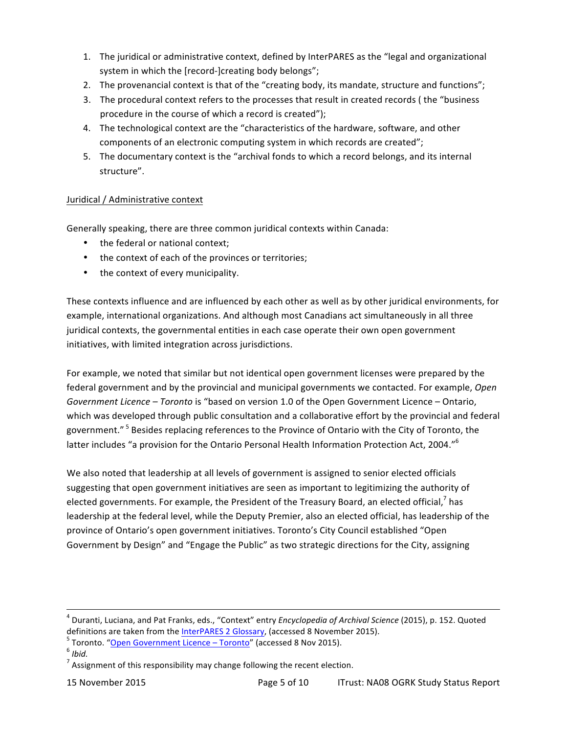1. The juridical or administrative context, defined by InterPARES as the "legal and organizational system in which the [record-]creating body belongs";
2. The provenancial context is that of the "creating body, its mandate, structure and functions";
3. The procedural context refers to the processes that result in created records ( the "business procedure in the course of which a record is created");
4. The technological context are the "characteristics of the hardware, software, and other components of an electronic computing system in which records are created";
5. The documentary context is the "archival fonds to which a record belongs, and its internal structure".

Juridical / Administrative context

Generally speaking, there are three common juridical contexts within Canada:

- the federal or national context;
- the context of each of the provinces or territories;
- the context of every municipality.

These contexts influence and are influenced by each other as well as by other juridical environments, for example, international organizations. And although most Canadians act simultaneously in all three juridical contexts, the governmental entities in each case operate their own open government initiatives, with limited integration across jurisdictions.

For example, we noted that similar but not identical open government licenses were prepared by the federal government and by the provincial and municipal governments we contacted. For example, *Open Government Licence – Toronto* is "based on version 1.0 of the Open Government Licence – Ontario, which was developed through public consultation and a collaborative effort by the provincial and federal government." [5] Besides replacing references to the Province of Ontario with the City of Toronto, the latter includes "a provision for the Ontario Personal Health Information Protection Act, 2004."[6]

We also noted that leadership at all levels of government is assigned to senior elected officials suggesting that open government initiatives are seen as important to legitimizing the authority of elected governments. For example, the President of the Treasury Board, an elected official,[7] has leadership at the federal level, while the Deputy Premier, also an elected official, has leadership of the province of Ontario's open government initiatives. Toronto's City Council established "Open Government by Design" and "Engage the Public" as two strategic directions for the City, assigning

---

[4] Duranti, Luciana, and Pat Franks, eds., "Context" entry *Encyclopedia of Archival Science* (2015), p. 152. Quoted definitions are taken from the InterPARES 2 Glossary, (accessed 8 November 2015).

[5] Toronto. "Open Government Licence – Toronto" (accessed 8 Nov 2015).

[6] *Ibid.*

[7] Assignment of this responsibility may change following the recent election.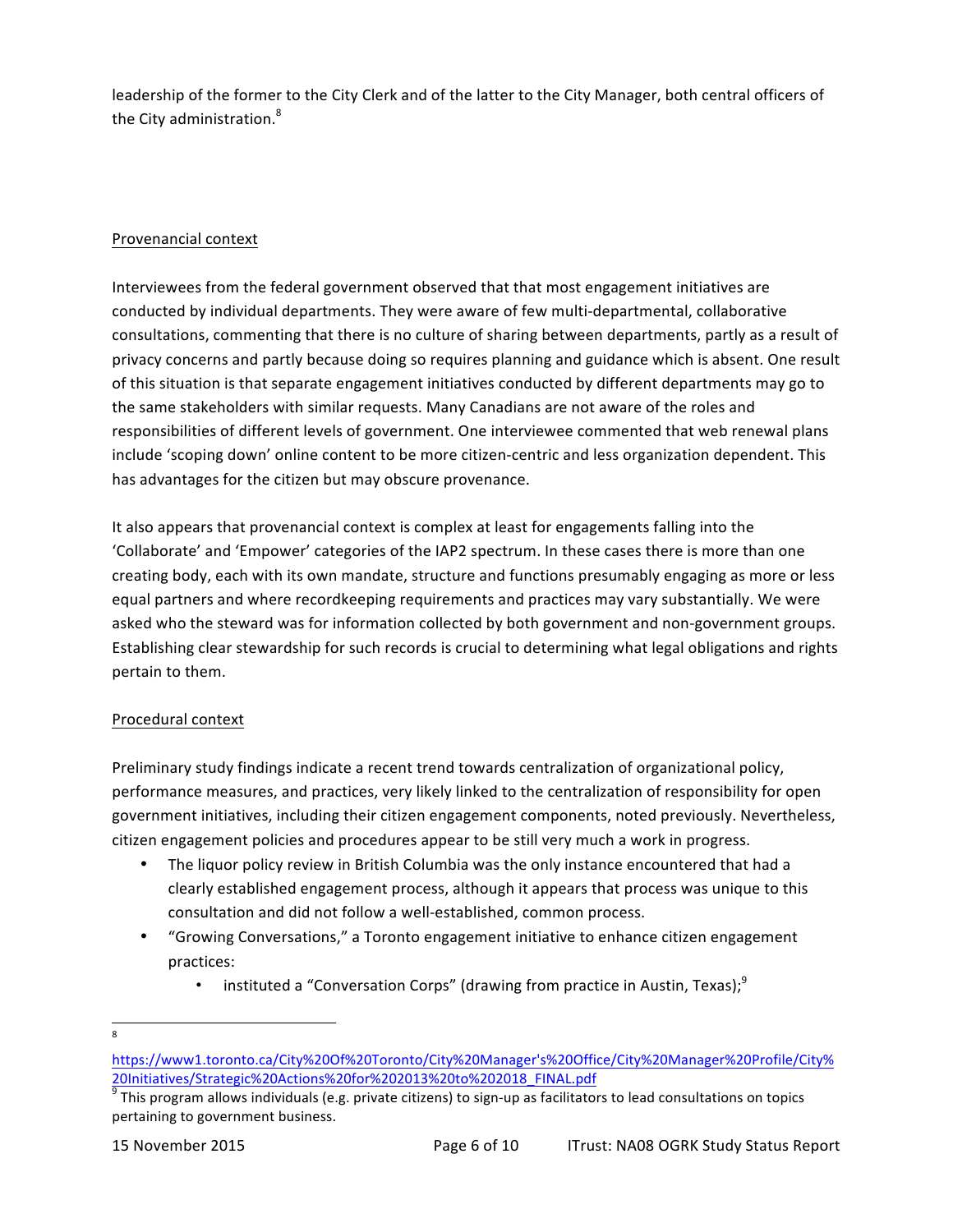leadership of the former to the City Clerk and of the latter to the City Manager, both central officers of the City administration.[8]

Provenancial context

Interviewees from the federal government observed that that most engagement initiatives are conducted by individual departments. They were aware of few multi-departmental, collaborative consultations, commenting that there is no culture of sharing between departments, partly as a result of privacy concerns and partly because doing so requires planning and guidance which is absent. One result of this situation is that separate engagement initiatives conducted by different departments may go to the same stakeholders with similar requests. Many Canadians are not aware of the roles and responsibilities of different levels of government. One interviewee commented that web renewal plans include 'scoping down' online content to be more citizen-centric and less organization dependent. This has advantages for the citizen but may obscure provenance.

It also appears that provenancial context is complex at least for engagements falling into the 'Collaborate' and 'Empower' categories of the IAP2 spectrum. In these cases there is more than one creating body, each with its own mandate, structure and functions presumably engaging as more or less equal partners and where recordkeeping requirements and practices may vary substantially. We were asked who the steward was for information collected by both government and non-government groups. Establishing clear stewardship for such records is crucial to determining what legal obligations and rights pertain to them.

Procedural context

Preliminary study findings indicate a recent trend towards centralization of organizational policy, performance measures, and practices, very likely linked to the centralization of responsibility for open government initiatives, including their citizen engagement components, noted previously. Nevertheless, citizen engagement policies and procedures appear to be still very much a work in progress.

- The liquor policy review in British Columbia was the only instance encountered that had a clearly established engagement process, although it appears that process was unique to this consultation and did not follow a well-established, common process.
- "Growing Conversations," a Toronto engagement initiative to enhance citizen engagement practices:
  - instituted a "Conversation Corps" (drawing from practice in Austin, Texas);[9]

---

[8] https://www1.toronto.ca/City%20Of%20Toronto/City%20Manager's%20Office/City%20Manager%20Profile/City%20Initiatives/Strategic%20Actions%20for%202013%20to%202018_FINAL.pdf

[9] This program allows individuals (e.g. private citizens) to sign-up as facilitators to lead consultations on topics pertaining to government business.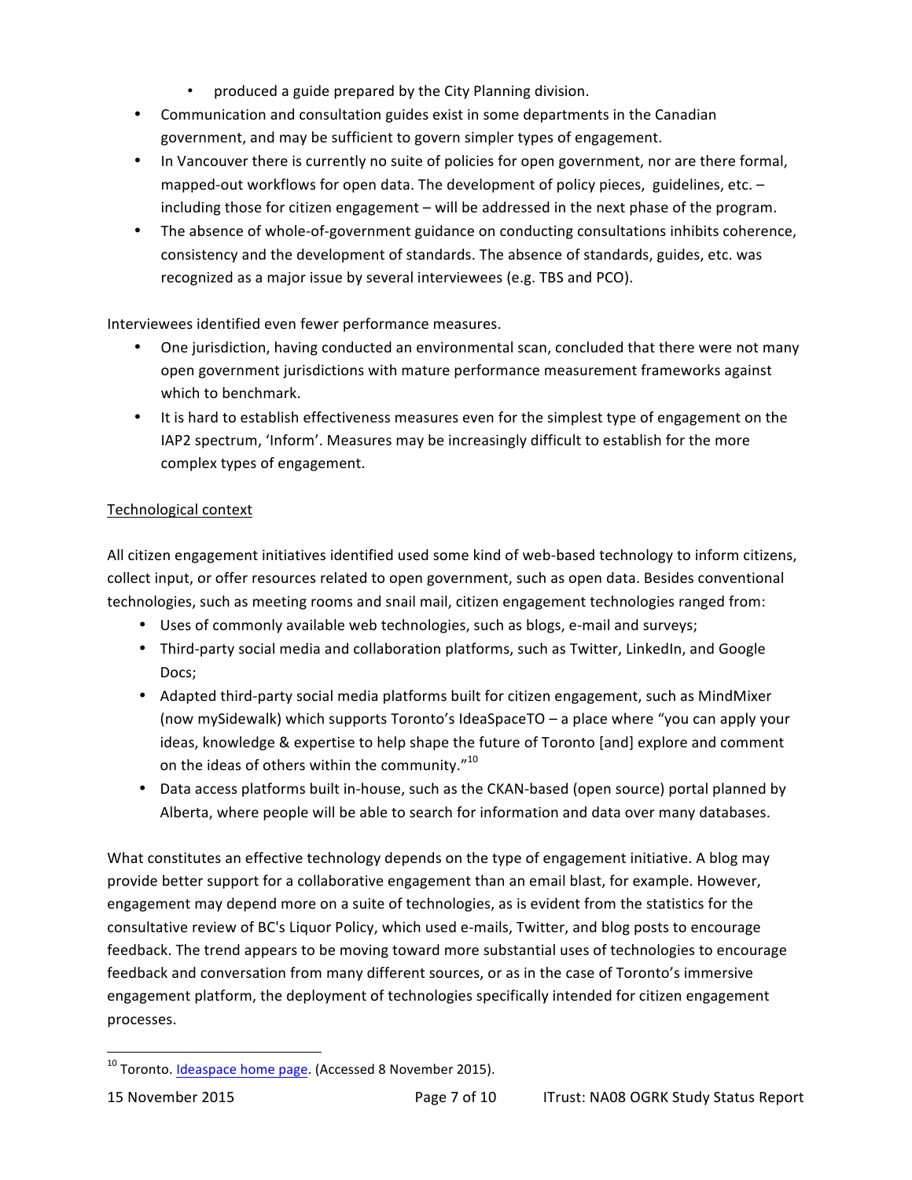- produced a guide prepared by the City Planning division.
- Communication and consultation guides exist in some departments in the Canadian government, and may be sufficient to govern simpler types of engagement.
- In Vancouver there is currently no suite of policies for open government, nor are there formal, mapped-out workflows for open data. The development of policy pieces, guidelines, etc. – including those for citizen engagement – will be addressed in the next phase of the program.
- The absence of whole-of-government guidance on conducting consultations inhibits coherence, consistency and the development of standards. The absence of standards, guides, etc. was recognized as a major issue by several interviewees (e.g. TBS and PCO).

Interviewees identified even fewer performance measures.

- One jurisdiction, having conducted an environmental scan, concluded that there were not many open government jurisdictions with mature performance measurement frameworks against which to benchmark.
- It is hard to establish effectiveness measures even for the simplest type of engagement on the IAP2 spectrum, 'Inform'. Measures may be increasingly difficult to establish for the more complex types of engagement.

Technological context

All citizen engagement initiatives identified used some kind of web-based technology to inform citizens, collect input, or offer resources related to open government, such as open data. Besides conventional technologies, such as meeting rooms and snail mail, citizen engagement technologies ranged from:

- Uses of commonly available web technologies, such as blogs, e-mail and surveys;
- Third-party social media and collaboration platforms, such as Twitter, LinkedIn, and Google Docs;
- Adapted third-party social media platforms built for citizen engagement, such as MindMixer (now mySidewalk) which supports Toronto's IdeaSpaceTO – a place where "you can apply your ideas, knowledge & expertise to help shape the future of Toronto [and] explore and comment on the ideas of others within the community."[10]
- Data access platforms built in-house, such as the CKAN-based (open source) portal planned by Alberta, where people will be able to search for information and data over many databases.

What constitutes an effective technology depends on the type of engagement initiative. A blog may provide better support for a collaborative engagement than an email blast, for example. However, engagement may depend more on a suite of technologies, as is evident from the statistics for the consultative review of BC's Liquor Policy, which used e-mails, Twitter, and blog posts to encourage feedback. The trend appears to be moving toward more substantial uses of technologies to encourage feedback and conversation from many different sources, or as in the case of Toronto's immersive engagement platform, the deployment of technologies specifically intended for citizen engagement processes.

---

[10] Toronto. Ideaspace home page. (Accessed 8 November 2015).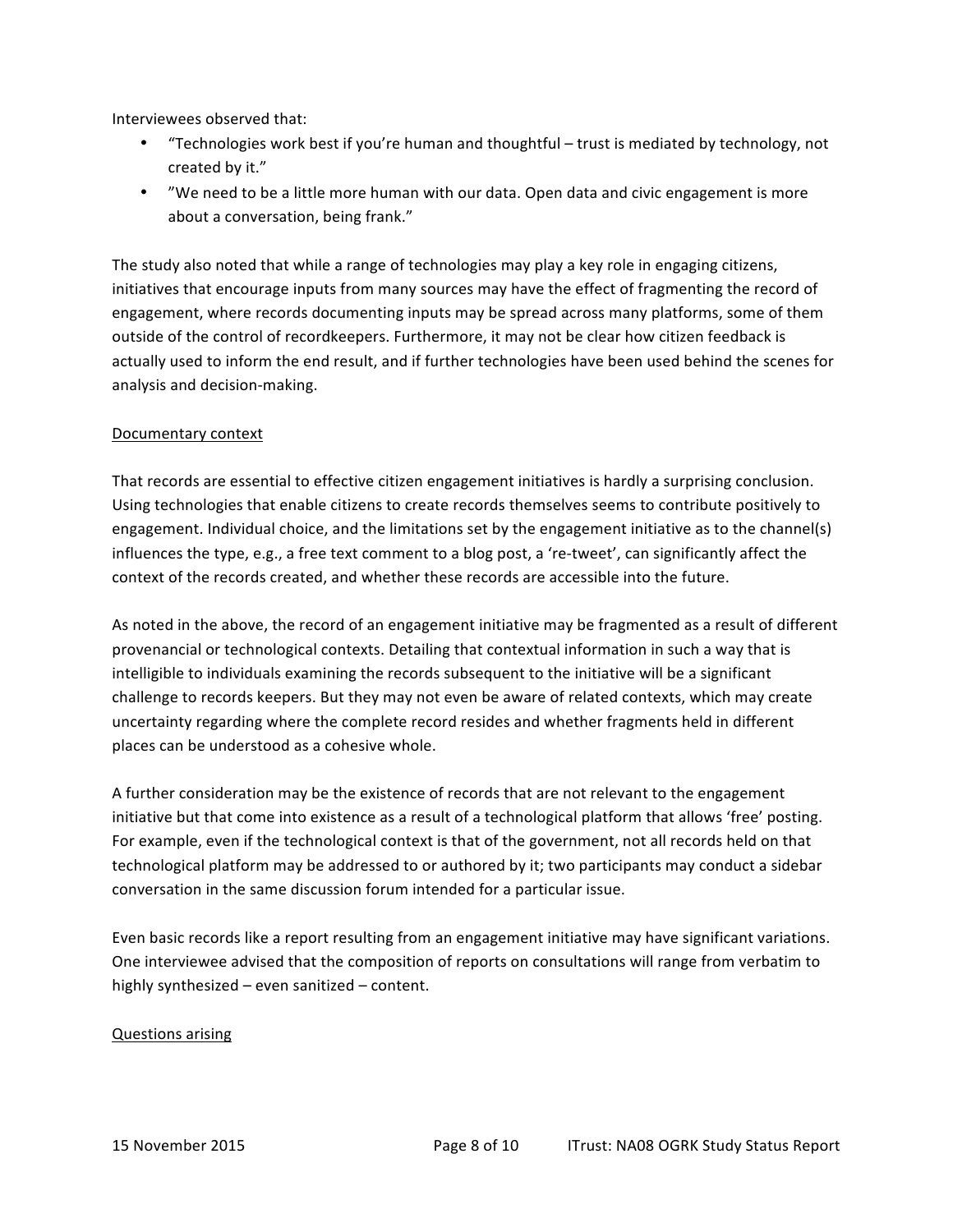Interviewees observed that:

- "Technologies work best if you're human and thoughtful – trust is mediated by technology, not created by it."
- "We need to be a little more human with our data. Open data and civic engagement is more about a conversation, being frank."

The study also noted that while a range of technologies may play a key role in engaging citizens, initiatives that encourage inputs from many sources may have the effect of fragmenting the record of engagement, where records documenting inputs may be spread across many platforms, some of them outside of the control of recordkeepers. Furthermore, it may not be clear how citizen feedback is actually used to inform the end result, and if further technologies have been used behind the scenes for analysis and decision-making.

<u>Documentary context</u>

That records are essential to effective citizen engagement initiatives is hardly a surprising conclusion. Using technologies that enable citizens to create records themselves seems to contribute positively to engagement. Individual choice, and the limitations set by the engagement initiative as to the channel(s) influences the type, e.g., a free text comment to a blog post, a 're-tweet', can significantly affect the context of the records created, and whether these records are accessible into the future.

As noted in the above, the record of an engagement initiative may be fragmented as a result of different provenancial or technological contexts. Detailing that contextual information in such a way that is intelligible to individuals examining the records subsequent to the initiative will be a significant challenge to records keepers. But they may not even be aware of related contexts, which may create uncertainty regarding where the complete record resides and whether fragments held in different places can be understood as a cohesive whole.

A further consideration may be the existence of records that are not relevant to the engagement initiative but that come into existence as a result of a technological platform that allows 'free' posting. For example, even if the technological context is that of the government, not all records held on that technological platform may be addressed to or authored by it; two participants may conduct a sidebar conversation in the same discussion forum intended for a particular issue.

Even basic records like a report resulting from an engagement initiative may have significant variations. One interviewee advised that the composition of reports on consultations will range from verbatim to highly synthesized – even sanitized – content.

<u>Questions arising</u>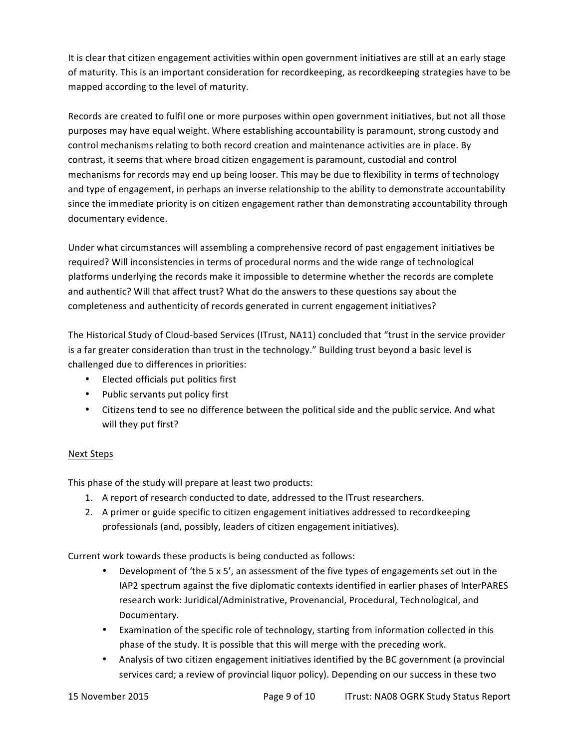It is clear that citizen engagement activities within open government initiatives are still at an early stage of maturity. This is an important consideration for recordkeeping, as recordkeeping strategies have to be mapped according to the level of maturity.

Records are created to fulfil one or more purposes within open government initiatives, but not all those purposes may have equal weight. Where establishing accountability is paramount, strong custody and control mechanisms relating to both record creation and maintenance activities are in place. By contrast, it seems that where broad citizen engagement is paramount, custodial and control mechanisms for records may end up being looser. This may be due to flexibility in terms of technology and type of engagement, in perhaps an inverse relationship to the ability to demonstrate accountability since the immediate priority is on citizen engagement rather than demonstrating accountability through documentary evidence.

Under what circumstances will assembling a comprehensive record of past engagement initiatives be required? Will inconsistencies in terms of procedural norms and the wide range of technological platforms underlying the records make it impossible to determine whether the records are complete and authentic? Will that affect trust? What do the answers to these questions say about the completeness and authenticity of records generated in current engagement initiatives?

The Historical Study of Cloud-based Services (ITrust, NA11) concluded that "trust in the service provider is a far greater consideration than trust in the technology." Building trust beyond a basic level is challenged due to differences in priorities:

- Elected officials put politics first
- Public servants put policy first
- Citizens tend to see no difference between the political side and the public service. And what will they put first?

<u>Next Steps</u>

This phase of the study will prepare at least two products:

1. A report of research conducted to date, addressed to the ITrust researchers.
2. A primer or guide specific to citizen engagement initiatives addressed to recordkeeping professionals (and, possibly, leaders of citizen engagement initiatives).

Current work towards these products is being conducted as follows:

- Development of 'the 5 x 5', an assessment of the five types of engagements set out in the IAP2 spectrum against the five diplomatic contexts identified in earlier phases of InterPARES research work: Juridical/Administrative, Provenancial, Procedural, Technological, and Documentary.
- Examination of the specific role of technology, starting from information collected in this phase of the study. It is possible that this will merge with the preceding work.
- Analysis of two citizen engagement initiatives identified by the BC government (a provincial services card; a review of provincial liquor policy). Depending on our success in these two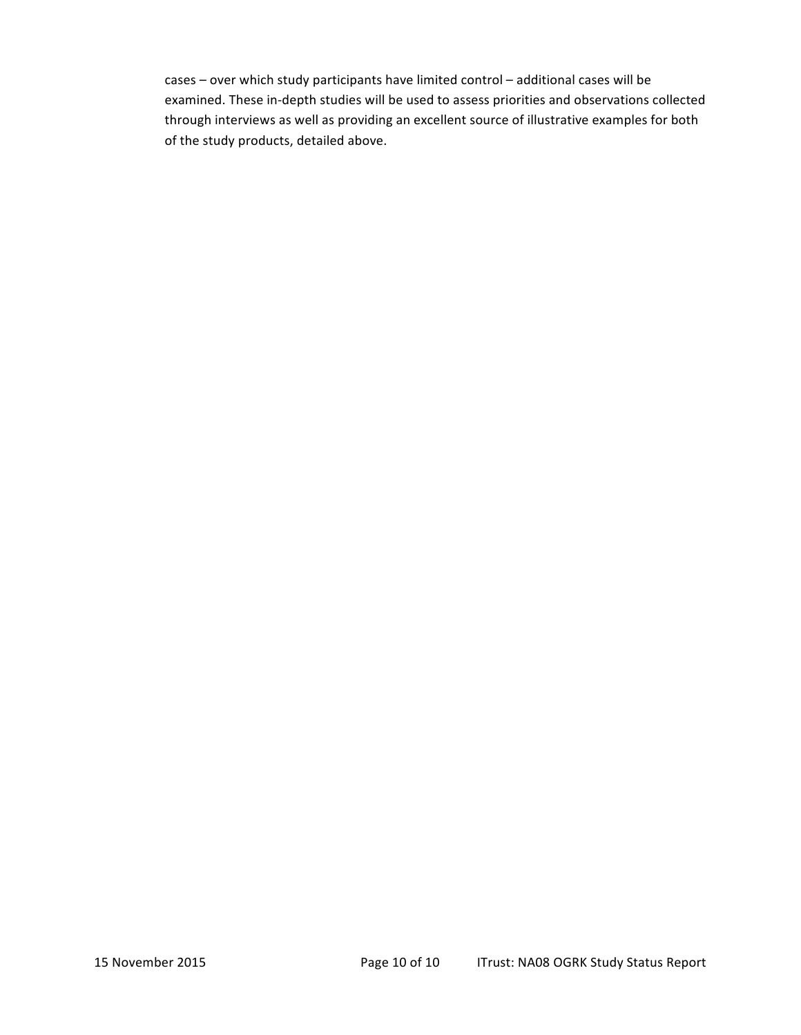cases – over which study participants have limited control – additional cases will be examined. These in-depth studies will be used to assess priorities and observations collected through interviews as well as providing an excellent source of illustrative examples for both of the study products, detailed above.